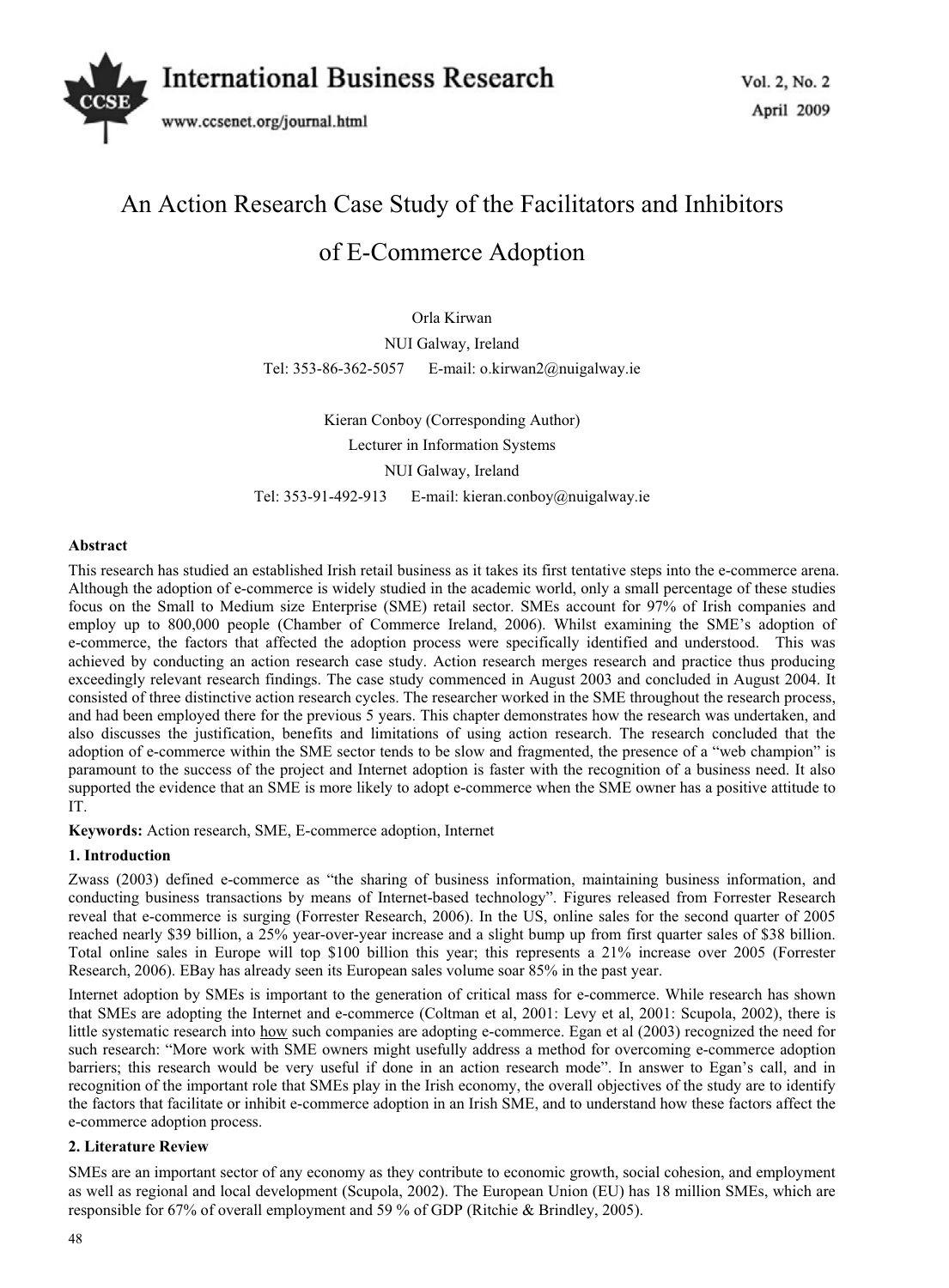# An Action Research Case Study of the Facilitators and Inhibitors of E-Commerce Adoption

Orla Kirwan

NUI Galway, Ireland

Tel: 353-86-362-5057 E-mail: o.kirwan2@nuigalway.ie

Kieran Conboy (Corresponding Author)

Lecturer in Information Systems

NUI Galway, Ireland

Tel: 353-91-492-913 E-mail: kieran.conboy@nuigalway.ie

**Abstract**

This research has studied an established Irish retail business as it takes its first tentative steps into the e-commerce arena. Although the adoption of e-commerce is widely studied in the academic world, only a small percentage of these studies focus on the Small to Medium size Enterprise (SME) retail sector. SMEs account for 97% of Irish companies and employ up to 800,000 people (Chamber of Commerce Ireland, 2006). Whilst examining the SME's adoption of e-commerce, the factors that affected the adoption process were specifically identified and understood. This was achieved by conducting an action research case study. Action research merges research and practice thus producing exceedingly relevant research findings. The case study commenced in August 2003 and concluded in August 2004. It consisted of three distinctive action research cycles. The researcher worked in the SME throughout the research process, and had been employed there for the previous 5 years. This chapter demonstrates how the research was undertaken, and also discusses the justification, benefits and limitations of using action research. The research concluded that the adoption of e-commerce within the SME sector tends to be slow and fragmented, the presence of a "web champion" is paramount to the success of the project and Internet adoption is faster with the recognition of a business need. It also supported the evidence that an SME is more likely to adopt e-commerce when the SME owner has a positive attitude to IT.

**Keywords:** Action research, SME, E-commerce adoption, Internet

## 1. Introduction

Zwass (2003) defined e-commerce as "the sharing of business information, maintaining business information, and conducting business transactions by means of Internet-based technology". Figures released from Forrester Research reveal that e-commerce is surging (Forrester Research, 2006). In the US, online sales for the second quarter of 2005 reached nearly $39 billion, a 25% year-over-year increase and a slight bump up from first quarter sales of $38 billion. Total online sales in Europe will top $100 billion this year; this represents a 21% increase over 2005 (Forrester Research, 2006). EBay has already seen its European sales volume soar 85% in the past year.

Internet adoption by SMEs is important to the generation of critical mass for e-commerce. While research has shown that SMEs are adopting the Internet and e-commerce (Coltman et al, 2001: Levy et al, 2001: Scupola, 2002), there is little systematic research into <u>how</u> such companies are adopting e-commerce. Egan et al (2003) recognized the need for such research: "More work with SME owners might usefully address a method for overcoming e-commerce adoption barriers; this research would be very useful if done in an action research mode". In answer to Egan's call, and in recognition of the important role that SMEs play in the Irish economy, the overall objectives of the study are to identify the factors that facilitate or inhibit e-commerce adoption in an Irish SME, and to understand how these factors affect the e-commerce adoption process.

## 2. Literature Review

SMEs are an important sector of any economy as they contribute to economic growth, social cohesion, and employment as well as regional and local development (Scupola, 2002). The European Union (EU) has 18 million SMEs, which are responsible for 67% of overall employment and 59 % of GDP (Ritchie & Brindley, 2005).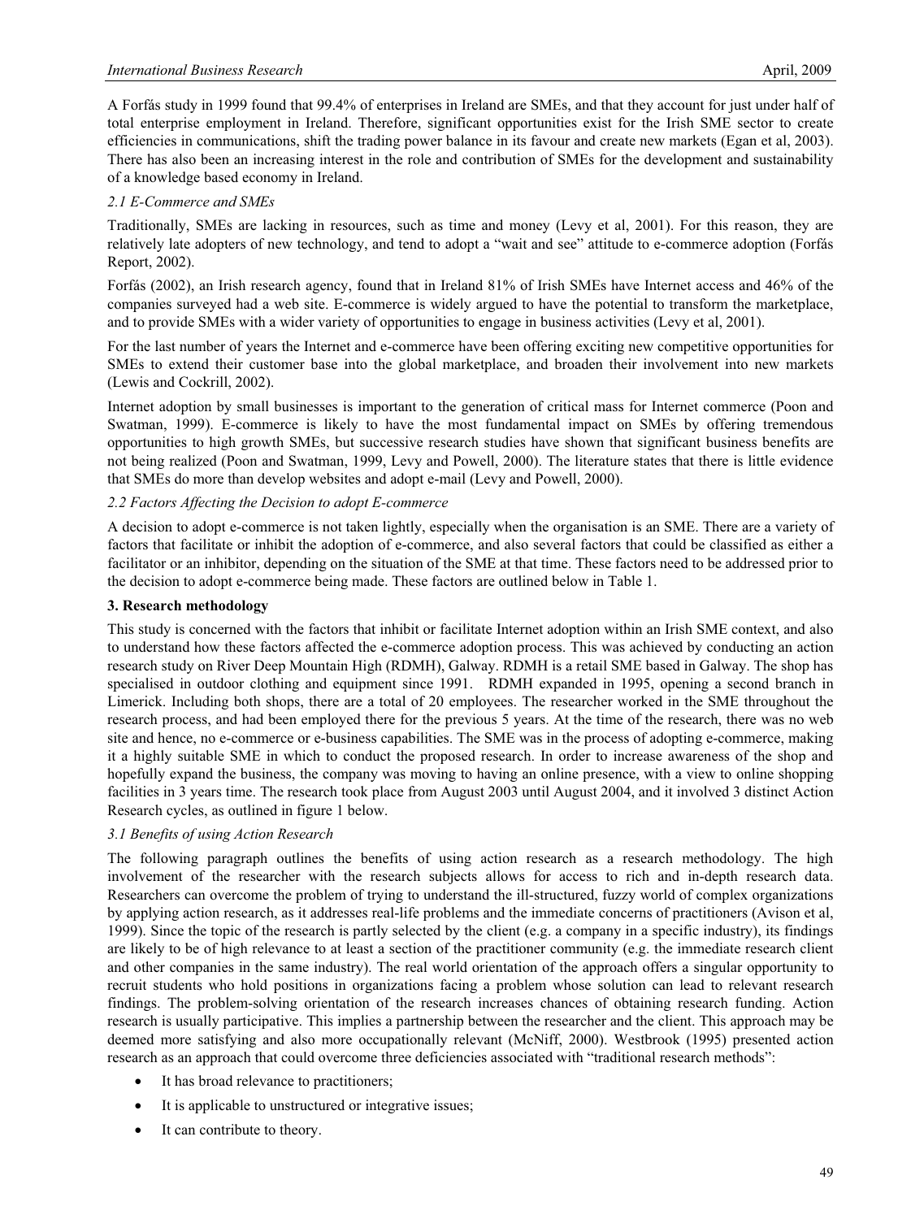A Forfás study in 1999 found that 99.4% of enterprises in Ireland are SMEs, and that they account for just under half of total enterprise employment in Ireland. Therefore, significant opportunities exist for the Irish SME sector to create efficiencies in communications, shift the trading power balance in its favour and create new markets (Egan et al, 2003). There has also been an increasing interest in the role and contribution of SMEs for the development and sustainability of a knowledge based economy in Ireland.

### *2.1 E-Commerce and SMEs*

Traditionally, SMEs are lacking in resources, such as time and money (Levy et al, 2001). For this reason, they are relatively late adopters of new technology, and tend to adopt a "wait and see" attitude to e-commerce adoption (Forfás Report, 2002).

Forfás (2002), an Irish research agency, found that in Ireland 81% of Irish SMEs have Internet access and 46% of the companies surveyed had a web site. E-commerce is widely argued to have the potential to transform the marketplace, and to provide SMEs with a wider variety of opportunities to engage in business activities (Levy et al, 2001).

For the last number of years the Internet and e-commerce have been offering exciting new competitive opportunities for SMEs to extend their customer base into the global marketplace, and broaden their involvement into new markets (Lewis and Cockrill, 2002).

Internet adoption by small businesses is important to the generation of critical mass for Internet commerce (Poon and Swatman, 1999). E-commerce is likely to have the most fundamental impact on SMEs by offering tremendous opportunities to high growth SMEs, but successive research studies have shown that significant business benefits are not being realized (Poon and Swatman, 1999, Levy and Powell, 2000). The literature states that there is little evidence that SMEs do more than develop websites and adopt e-mail (Levy and Powell, 2000).

### *2.2 Factors Affecting the Decision to adopt E-commerce*

A decision to adopt e-commerce is not taken lightly, especially when the organisation is an SME. There are a variety of factors that facilitate or inhibit the adoption of e-commerce, and also several factors that could be classified as either a facilitator or an inhibitor, depending on the situation of the SME at that time. These factors need to be addressed prior to the decision to adopt e-commerce being made. These factors are outlined below in Table 1.

## **3. Research methodology**

This study is concerned with the factors that inhibit or facilitate Internet adoption within an Irish SME context, and also to understand how these factors affected the e-commerce adoption process. This was achieved by conducting an action research study on River Deep Mountain High (RDMH), Galway. RDMH is a retail SME based in Galway. The shop has specialised in outdoor clothing and equipment since 1991. RDMH expanded in 1995, opening a second branch in Limerick. Including both shops, there are a total of 20 employees. The researcher worked in the SME throughout the research process, and had been employed there for the previous 5 years. At the time of the research, there was no web site and hence, no e-commerce or e-business capabilities. The SME was in the process of adopting e-commerce, making it a highly suitable SME in which to conduct the proposed research. In order to increase awareness of the shop and hopefully expand the business, the company was moving to having an online presence, with a view to online shopping facilities in 3 years time. The research took place from August 2003 until August 2004, and it involved 3 distinct Action Research cycles, as outlined in figure 1 below.

### *3.1 Benefits of using Action Research*

The following paragraph outlines the benefits of using action research as a research methodology. The high involvement of the researcher with the research subjects allows for access to rich and in-depth research data. Researchers can overcome the problem of trying to understand the ill-structured, fuzzy world of complex organizations by applying action research, as it addresses real-life problems and the immediate concerns of practitioners (Avison et al, 1999). Since the topic of the research is partly selected by the client (e.g. a company in a specific industry), its findings are likely to be of high relevance to at least a section of the practitioner community (e.g. the immediate research client and other companies in the same industry). The real world orientation of the approach offers a singular opportunity to recruit students who hold positions in organizations facing a problem whose solution can lead to relevant research findings. The problem-solving orientation of the research increases chances of obtaining research funding. Action research is usually participative. This implies a partnership between the researcher and the client. This approach may be deemed more satisfying and also more occupationally relevant (McNiff, 2000). Westbrook (1995) presented action research as an approach that could overcome three deficiencies associated with "traditional research methods":

- It has broad relevance to practitioners;
- It is applicable to unstructured or integrative issues;
- It can contribute to theory.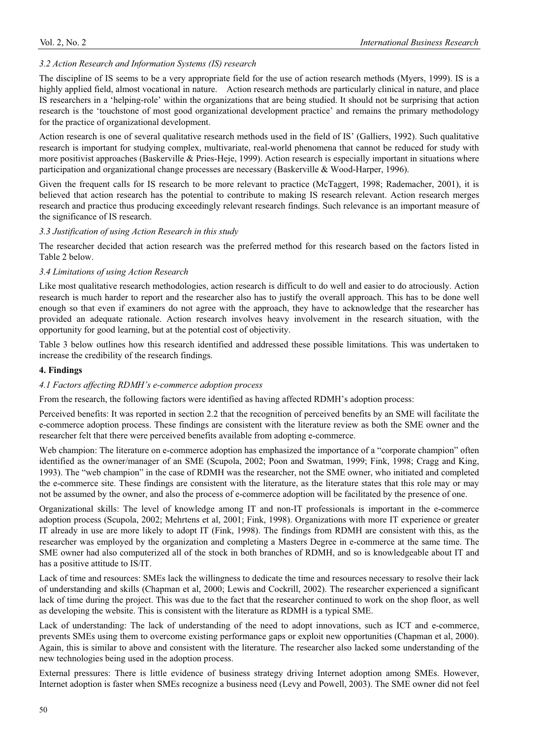*3.2 Action Research and Information Systems (IS) research*

The discipline of IS seems to be a very appropriate field for the use of action research methods (Myers, 1999). IS is a highly applied field, almost vocational in nature. Action research methods are particularly clinical in nature, and place IS researchers in a 'helping-role' within the organizations that are being studied. It should not be surprising that action research is the 'touchstone of most good organizational development practice' and remains the primary methodology for the practice of organizational development.

Action research is one of several qualitative research methods used in the field of IS' (Galliers, 1992). Such qualitative research is important for studying complex, multivariate, real-world phenomena that cannot be reduced for study with more positivist approaches (Baskerville & Pries-Heje, 1999). Action research is especially important in situations where participation and organizational change processes are necessary (Baskerville & Wood-Harper, 1996).

Given the frequent calls for IS research to be more relevant to practice (McTaggert, 1998; Rademacher, 2001), it is believed that action research has the potential to contribute to making IS research relevant. Action research merges research and practice thus producing exceedingly relevant research findings. Such relevance is an important measure of the significance of IS research.

*3.3 Justification of using Action Research in this study*

The researcher decided that action research was the preferred method for this research based on the factors listed in Table 2 below.

*3.4 Limitations of using Action Research*

Like most qualitative research methodologies, action research is difficult to do well and easier to do atrociously. Action research is much harder to report and the researcher also has to justify the overall approach. This has to be done well enough so that even if examiners do not agree with the approach, they have to acknowledge that the researcher has provided an adequate rationale. Action research involves heavy involvement in the research situation, with the opportunity for good learning, but at the potential cost of objectivity.

Table 3 below outlines how this research identified and addressed these possible limitations. This was undertaken to increase the credibility of the research findings.

**4. Findings**

*4.1 Factors affecting RDMH's e-commerce adoption process*

From the research, the following factors were identified as having affected RDMH's adoption process:

Perceived benefits: It was reported in section 2.2 that the recognition of perceived benefits by an SME will facilitate the e-commerce adoption process. These findings are consistent with the literature review as both the SME owner and the researcher felt that there were perceived benefits available from adopting e-commerce.

Web champion: The literature on e-commerce adoption has emphasized the importance of a "corporate champion" often identified as the owner/manager of an SME (Scupola, 2002; Poon and Swatman, 1999; Fink, 1998; Cragg and King, 1993). The "web champion" in the case of RDMH was the researcher, not the SME owner, who initiated and completed the e-commerce site. These findings are consistent with the literature, as the literature states that this role may or may not be assumed by the owner, and also the process of e-commerce adoption will be facilitated by the presence of one.

Organizational skills: The level of knowledge among IT and non-IT professionals is important in the e-commerce adoption process (Scupola, 2002; Mehrtens et al, 2001; Fink, 1998). Organizations with more IT experience or greater IT already in use are more likely to adopt IT (Fink, 1998). The findings from RDMH are consistent with this, as the researcher was employed by the organization and completing a Masters Degree in e-commerce at the same time. The SME owner had also computerized all of the stock in both branches of RDMH, and so is knowledgeable about IT and has a positive attitude to IS/IT.

Lack of time and resources: SMEs lack the willingness to dedicate the time and resources necessary to resolve their lack of understanding and skills (Chapman et al, 2000; Lewis and Cockrill, 2002). The researcher experienced a significant lack of time during the project. This was due to the fact that the researcher continued to work on the shop floor, as well as developing the website. This is consistent with the literature as RDMH is a typical SME.

Lack of understanding: The lack of understanding of the need to adopt innovations, such as ICT and e-commerce, prevents SMEs using them to overcome existing performance gaps or exploit new opportunities (Chapman et al, 2000). Again, this is similar to above and consistent with the literature. The researcher also lacked some understanding of the new technologies being used in the adoption process.

External pressures: There is little evidence of business strategy driving Internet adoption among SMEs. However, Internet adoption is faster when SMEs recognize a business need (Levy and Powell, 2003). The SME owner did not feel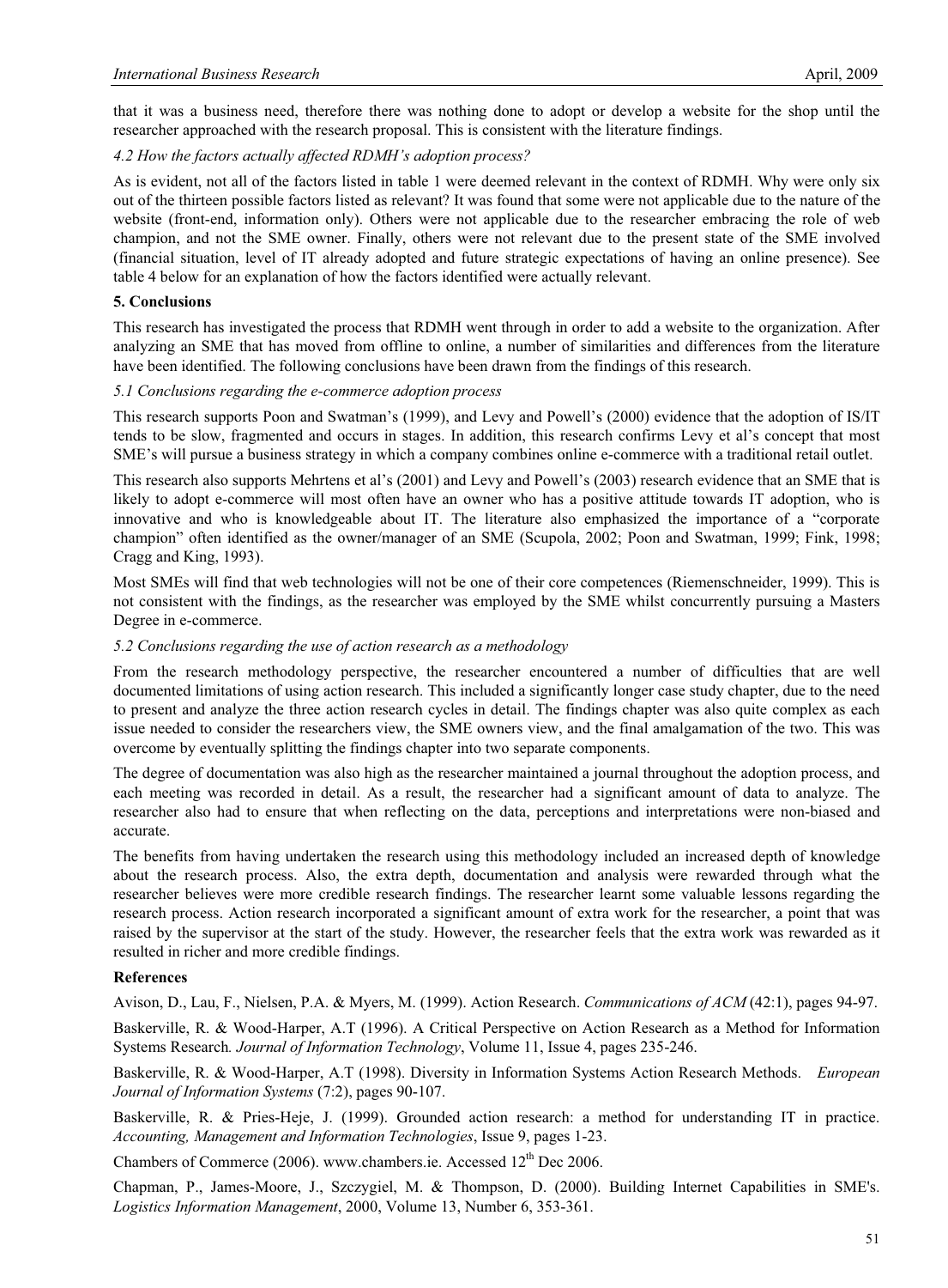that it was a business need, therefore there was nothing done to adopt or develop a website for the shop until the researcher approached with the research proposal. This is consistent with the literature findings.

### *4.2 How the factors actually affected RDMH's adoption process?*

As is evident, not all of the factors listed in table 1 were deemed relevant in the context of RDMH. Why were only six out of the thirteen possible factors listed as relevant? It was found that some were not applicable due to the nature of the website (front-end, information only). Others were not applicable due to the researcher embracing the role of web champion, and not the SME owner. Finally, others were not relevant due to the present state of the SME involved (financial situation, level of IT already adopted and future strategic expectations of having an online presence). See table 4 below for an explanation of how the factors identified were actually relevant.

## 5. Conclusions

This research has investigated the process that RDMH went through in order to add a website to the organization. After analyzing an SME that has moved from offline to online, a number of similarities and differences from the literature have been identified. The following conclusions have been drawn from the findings of this research.

### *5.1 Conclusions regarding the e-commerce adoption process*

This research supports Poon and Swatman's (1999), and Levy and Powell's (2000) evidence that the adoption of IS/IT tends to be slow, fragmented and occurs in stages. In addition, this research confirms Levy et al's concept that most SME's will pursue a business strategy in which a company combines online e-commerce with a traditional retail outlet.

This research also supports Mehrtens et al's (2001) and Levy and Powell's (2003) research evidence that an SME that is likely to adopt e-commerce will most often have an owner who has a positive attitude towards IT adoption, who is innovative and who is knowledgeable about IT. The literature also emphasized the importance of a "corporate champion" often identified as the owner/manager of an SME (Scupola, 2002; Poon and Swatman, 1999; Fink, 1998; Cragg and King, 1993).

Most SMEs will find that web technologies will not be one of their core competences (Riemenschneider, 1999). This is not consistent with the findings, as the researcher was employed by the SME whilst concurrently pursuing a Masters Degree in e-commerce.

### *5.2 Conclusions regarding the use of action research as a methodology*

From the research methodology perspective, the researcher encountered a number of difficulties that are well documented limitations of using action research. This included a significantly longer case study chapter, due to the need to present and analyze the three action research cycles in detail. The findings chapter was also quite complex as each issue needed to consider the researchers view, the SME owners view, and the final amalgamation of the two. This was overcome by eventually splitting the findings chapter into two separate components.

The degree of documentation was also high as the researcher maintained a journal throughout the adoption process, and each meeting was recorded in detail. As a result, the researcher had a significant amount of data to analyze. The researcher also had to ensure that when reflecting on the data, perceptions and interpretations were non-biased and accurate.

The benefits from having undertaken the research using this methodology included an increased depth of knowledge about the research process. Also, the extra depth, documentation and analysis were rewarded through what the researcher believes were more credible research findings. The researcher learnt some valuable lessons regarding the research process. Action research incorporated a significant amount of extra work for the researcher, a point that was raised by the supervisor at the start of the study. However, the researcher feels that the extra work was rewarded as it resulted in richer and more credible findings.

## References

Avison, D., Lau, F., Nielsen, P.A. & Myers, M. (1999). Action Research. *Communications of ACM* (42:1), pages 94-97.

Baskerville, R. & Wood-Harper, A.T (1996). A Critical Perspective on Action Research as a Method for Information Systems Research*. Journal of Information Technology*, Volume 11, Issue 4, pages 235-246.

Baskerville, R. & Wood-Harper, A.T (1998). Diversity in Information Systems Action Research Methods. *European Journal of Information Systems* (7:2), pages 90-107.

Baskerville, R. & Pries-Heje, J. (1999). Grounded action research: a method for understanding IT in practice. *Accounting, Management and Information Technologies*, Issue 9, pages 1-23.

Chambers of Commerce (2006). www.chambers.ie. Accessed 12th Dec 2006.

Chapman, P., James-Moore, J., Szczygiel, M. & Thompson, D. (2000). Building Internet Capabilities in SME's. *Logistics Information Management*, 2000, Volume 13, Number 6, 353-361.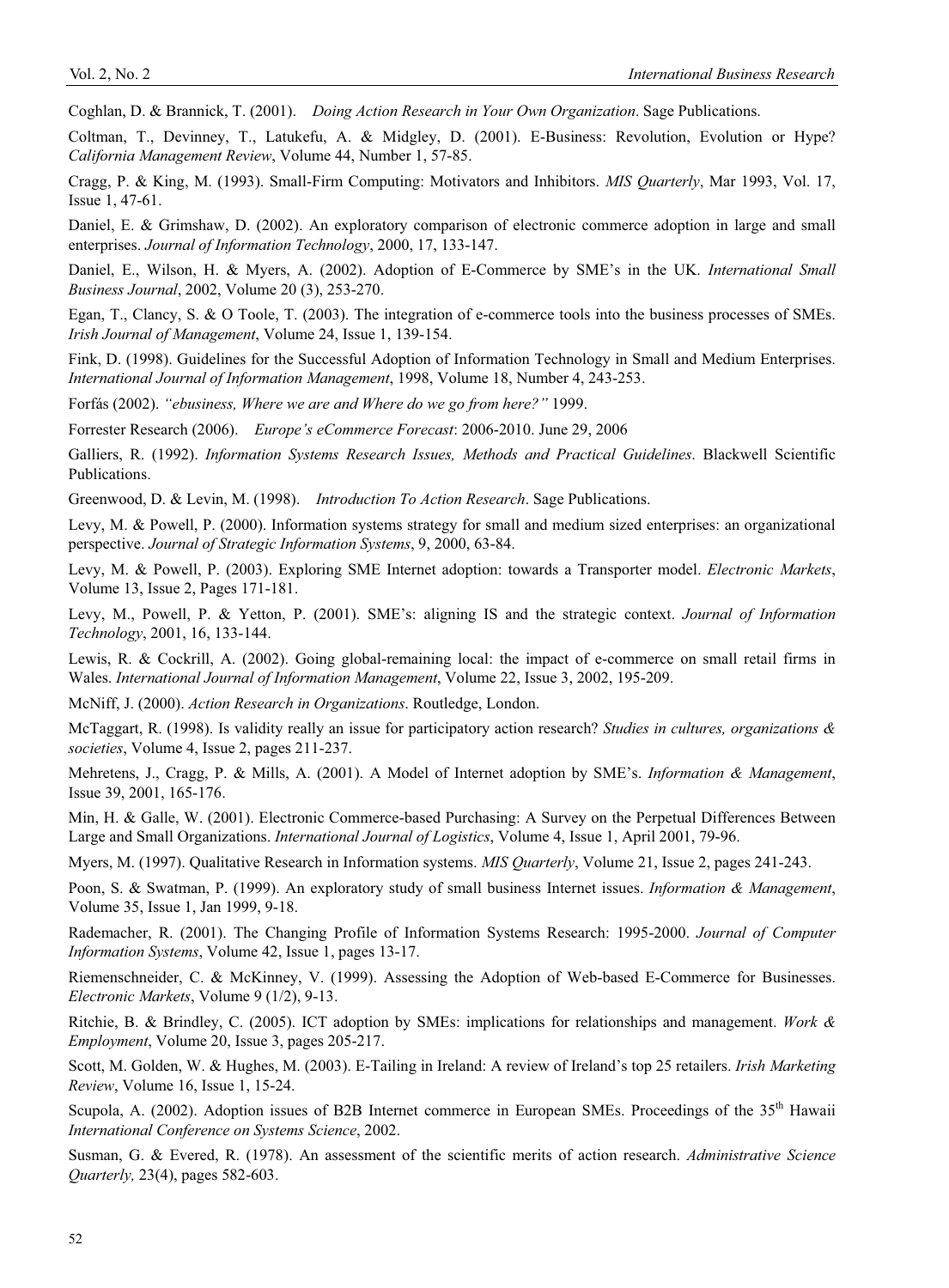Coghlan, D. & Brannick, T. (2001). *Doing Action Research in Your Own Organization*. Sage Publications.

Coltman, T., Devinney, T., Latukefu, A. & Midgley, D. (2001). E-Business: Revolution, Evolution or Hype? *California Management Review*, Volume 44, Number 1, 57-85.

Cragg, P. & King, M. (1993). Small-Firm Computing: Motivators and Inhibitors. *MIS Quarterly*, Mar 1993, Vol. 17, Issue 1, 47-61.

Daniel, E. & Grimshaw, D. (2002). An exploratory comparison of electronic commerce adoption in large and small enterprises. *Journal of Information Technology*, 2000, 17, 133-147.

Daniel, E., Wilson, H. & Myers, A. (2002). Adoption of E-Commerce by SME's in the UK. *International Small Business Journal*, 2002, Volume 20 (3), 253-270.

Egan, T., Clancy, S. & O Toole, T. (2003). The integration of e-commerce tools into the business processes of SMEs. *Irish Journal of Management*, Volume 24, Issue 1, 139-154.

Fink, D. (1998). Guidelines for the Successful Adoption of Information Technology in Small and Medium Enterprises. *International Journal of Information Management*, 1998, Volume 18, Number 4, 243-253.

Forfás (2002). *"ebusiness, Where we are and Where do we go from here?"* 1999.

Forrester Research (2006). *Europe's eCommerce Forecast*: 2006-2010. June 29, 2006

Galliers, R. (1992). *Information Systems Research Issues, Methods and Practical Guidelines*. Blackwell Scientific Publications.

Greenwood, D. & Levin, M. (1998). *Introduction To Action Research*. Sage Publications.

Levy, M. & Powell, P. (2000). Information systems strategy for small and medium sized enterprises: an organizational perspective. *Journal of Strategic Information Systems*, 9, 2000, 63-84.

Levy, M. & Powell, P. (2003). Exploring SME Internet adoption: towards a Transporter model. *Electronic Markets*, Volume 13, Issue 2, Pages 171-181.

Levy, M., Powell, P. & Yetton, P. (2001). SME's: aligning IS and the strategic context. *Journal of Information Technology*, 2001, 16, 133-144.

Lewis, R. & Cockrill, A. (2002). Going global-remaining local: the impact of e-commerce on small retail firms in Wales. *International Journal of Information Management*, Volume 22, Issue 3, 2002, 195-209.

McNiff, J. (2000). *Action Research in Organizations*. Routledge, London.

McTaggart, R. (1998). Is validity really an issue for participatory action research? *Studies in cultures, organizations & societies*, Volume 4, Issue 2, pages 211-237.

Mehretens, J., Cragg, P. & Mills, A. (2001). A Model of Internet adoption by SME's. *Information & Management*, Issue 39, 2001, 165-176.

Min, H. & Galle, W. (2001). Electronic Commerce-based Purchasing: A Survey on the Perpetual Differences Between Large and Small Organizations. *International Journal of Logistics*, Volume 4, Issue 1, April 2001, 79-96.

Myers, M. (1997). Qualitative Research in Information systems. *MIS Quarterly*, Volume 21, Issue 2, pages 241-243.

Poon, S. & Swatman, P. (1999). An exploratory study of small business Internet issues. *Information & Management*, Volume 35, Issue 1, Jan 1999, 9-18.

Rademacher, R. (2001). The Changing Profile of Information Systems Research: 1995-2000. *Journal of Computer Information Systems*, Volume 42, Issue 1, pages 13-17.

Riemenschneider, C. & McKinney, V. (1999). Assessing the Adoption of Web-based E-Commerce for Businesses. *Electronic Markets*, Volume 9 (1/2), 9-13.

Ritchie, B. & Brindley, C. (2005). ICT adoption by SMEs: implications for relationships and management. *Work & Employment*, Volume 20, Issue 3, pages 205-217.

Scott, M. Golden, W. & Hughes, M. (2003). E-Tailing in Ireland: A review of Ireland's top 25 retailers. *Irish Marketing Review*, Volume 16, Issue 1, 15-24.

Scupola, A. (2002). Adoption issues of B2B Internet commerce in European SMEs. Proceedings of the 35th Hawaii *International Conference on Systems Science*, 2002.

Susman, G. & Evered, R. (1978). An assessment of the scientific merits of action research. *Administrative Science Quarterly,* 23(4), pages 582-603.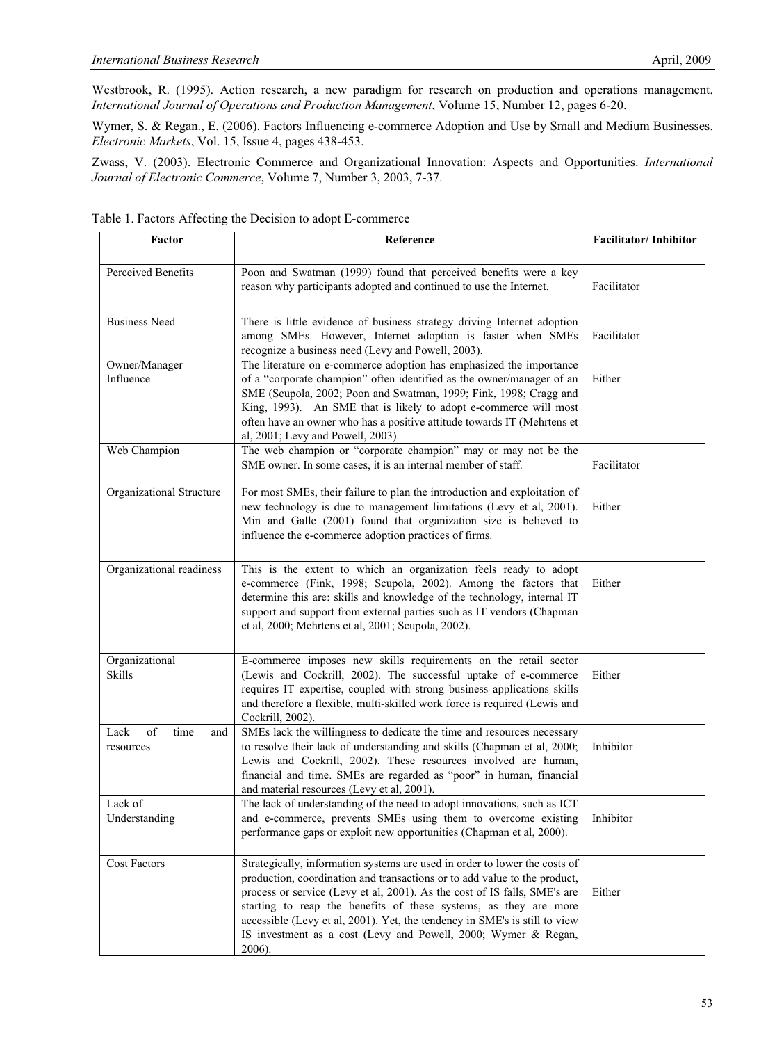Westbrook, R. (1995). Action research, a new paradigm for research on production and operations management. *International Journal of Operations and Production Management*, Volume 15, Number 12, pages 6-20.

Wymer, S. & Regan., E. (2006). Factors Influencing e-commerce Adoption and Use by Small and Medium Businesses. *Electronic Markets*, Vol. 15, Issue 4, pages 438-453.

Zwass, V. (2003). Electronic Commerce and Organizational Innovation: Aspects and Opportunities. *International Journal of Electronic Commerce*, Volume 7, Number 3, 2003, 7-37.

Table 1. Factors Affecting the Decision to adopt E-commerce

| Factor | Reference | Facilitator/ Inhibitor |
|---|---|---|
| Perceived Benefits | Poon and Swatman (1999) found that perceived benefits were a key reason why participants adopted and continued to use the Internet. | Facilitator |
| Business Need | There is little evidence of business strategy driving Internet adoption among SMEs. However, Internet adoption is faster when SMEs recognize a business need (Levy and Powell, 2003). | Facilitator |
| Owner/Manager Influence | The literature on e-commerce adoption has emphasized the importance of a "corporate champion" often identified as the owner/manager of an SME (Scupola, 2002; Poon and Swatman, 1999; Fink, 1998; Cragg and King, 1993). An SME that is likely to adopt e-commerce will most often have an owner who has a positive attitude towards IT (Mehrtens et al, 2001; Levy and Powell, 2003). | Either |
| Web Champion | The web champion or "corporate champion" may or may not be the SME owner. In some cases, it is an internal member of staff. | Facilitator |
| Organizational Structure | For most SMEs, their failure to plan the introduction and exploitation of new technology is due to management limitations (Levy et al, 2001). Min and Galle (2001) found that organization size is believed to influence the e-commerce adoption practices of firms. | Either |
| Organizational readiness | This is the extent to which an organization feels ready to adopt e-commerce (Fink, 1998; Scupola, 2002). Among the factors that determine this are: skills and knowledge of the technology, internal IT support and support from external parties such as IT vendors (Chapman et al, 2000; Mehrtens et al, 2001; Scupola, 2002). | Either |
| Organizational Skills | E-commerce imposes new skills requirements on the retail sector (Lewis and Cockrill, 2002). The successful uptake of e-commerce requires IT expertise, coupled with strong business applications skills and therefore a flexible, multi-skilled work force is required (Lewis and Cockrill, 2002). | Either |
| Lack of time and resources | SMEs lack the willingness to dedicate the time and resources necessary to resolve their lack of understanding and skills (Chapman et al, 2000; Lewis and Cockrill, 2002). These resources involved are human, financial and time. SMEs are regarded as "poor" in human, financial and material resources (Levy et al, 2001). | Inhibitor |
| Lack of Understanding | The lack of understanding of the need to adopt innovations, such as ICT and e-commerce, prevents SMEs using them to overcome existing performance gaps or exploit new opportunities (Chapman et al, 2000). | Inhibitor |
| Cost Factors | Strategically, information systems are used in order to lower the costs of production, coordination and transactions or to add value to the product, process or service (Levy et al, 2001). As the cost of IS falls, SME's are starting to reap the benefits of these systems, as they are more accessible (Levy et al, 2001). Yet, the tendency in SME's is still to view IS investment as a cost (Levy and Powell, 2000; Wymer & Regan, 2006). | Either |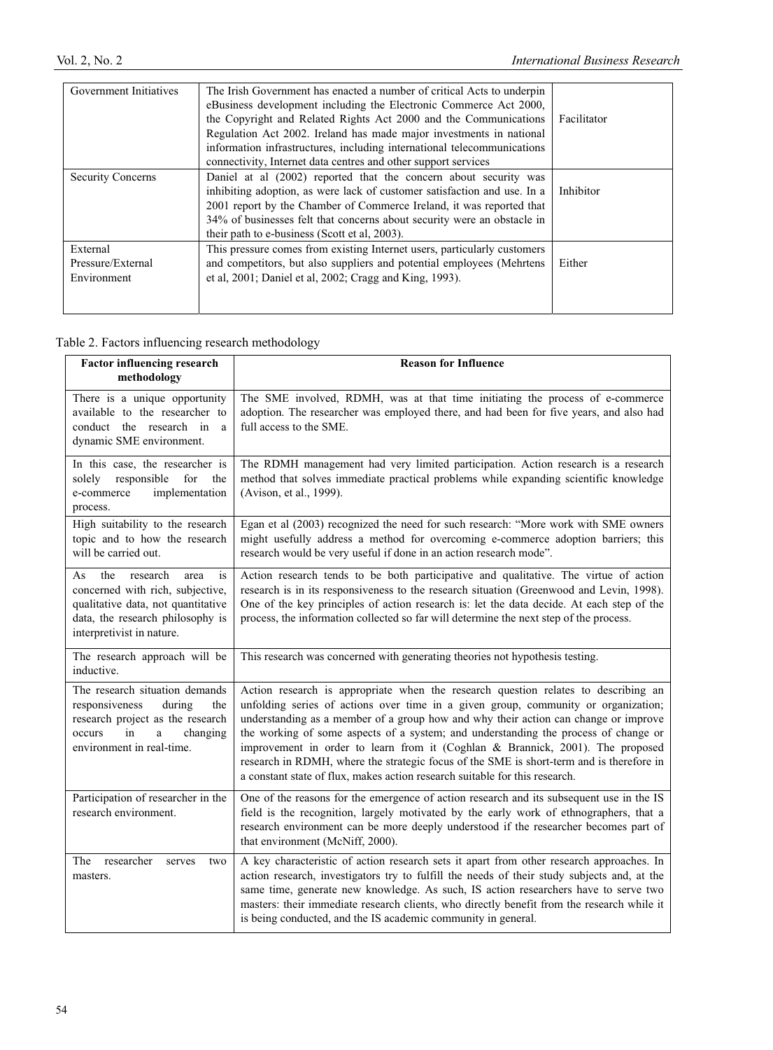| | | |
|---|---|---|
| Government Initiatives | The Irish Government has enacted a number of critical Acts to underpin eBusiness development including the Electronic Commerce Act 2000, the Copyright and Related Rights Act 2000 and the Communications Regulation Act 2002. Ireland has made major investments in national information infrastructures, including international telecommunications connectivity, Internet data centres and other support services | Facilitator |
| Security Concerns | Daniel at al (2002) reported that the concern about security was inhibiting adoption, as were lack of customer satisfaction and use. In a 2001 report by the Chamber of Commerce Ireland, it was reported that 34% of businesses felt that concerns about security were an obstacle in their path to e-business (Scott et al, 2003). | Inhibitor |
| External Pressure/External Environment | This pressure comes from existing Internet users, particularly customers and competitors, but also suppliers and potential employees (Mehrtens et al, 2001; Daniel et al, 2002; Cragg and King, 1993). | Either |

Table 2. Factors influencing research methodology

| **Factor influencing research methodology** | **Reason for Influence** |
|---|---|
| There is a unique opportunity available to the researcher to conduct the research in a dynamic SME environment. | The SME involved, RDMH, was at that time initiating the process of e-commerce adoption. The researcher was employed there, and had been for five years, and also had full access to the SME. |
| In this case, the researcher is solely responsible for the e-commerce implementation process. | The RDMH management had very limited participation. Action research is a research method that solves immediate practical problems while expanding scientific knowledge (Avison, et al., 1999). |
| High suitability to the research topic and to how the research will be carried out. | Egan et al (2003) recognized the need for such research: "More work with SME owners might usefully address a method for overcoming e-commerce adoption barriers; this research would be very useful if done in an action research mode". |
| As the research area is concerned with rich, subjective, qualitative data, not quantitative data, the research philosophy is interpretivist in nature. | Action research tends to be both participative and qualitative. The virtue of action research is in its responsiveness to the research situation (Greenwood and Levin, 1998). One of the key principles of action research is: let the data decide. At each step of the process, the information collected so far will determine the next step of the process. |
| The research approach will be inductive. | This research was concerned with generating theories not hypothesis testing. |
| The research situation demands responsiveness during the research project as the research occurs in a changing environment in real-time. | Action research is appropriate when the research question relates to describing an unfolding series of actions over time in a given group, community or organization; understanding as a member of a group how and why their action can change or improve the working of some aspects of a system; and understanding the process of change or improvement in order to learn from it (Coghlan & Brannick, 2001). The proposed research in RDMH, where the strategic focus of the SME is short-term and is therefore in a constant state of flux, makes action research suitable for this research. |
| Participation of researcher in the research environment. | One of the reasons for the emergence of action research and its subsequent use in the IS field is the recognition, largely motivated by the early work of ethnographers, that a research environment can be more deeply understood if the researcher becomes part of that environment (McNiff, 2000). |
| The researcher serves two masters. | A key characteristic of action research sets it apart from other research approaches. In action research, investigators try to fulfill the needs of their study subjects and, at the same time, generate new knowledge. As such, IS action researchers have to serve two masters: their immediate research clients, who directly benefit from the research while it is being conducted, and the IS academic community in general. |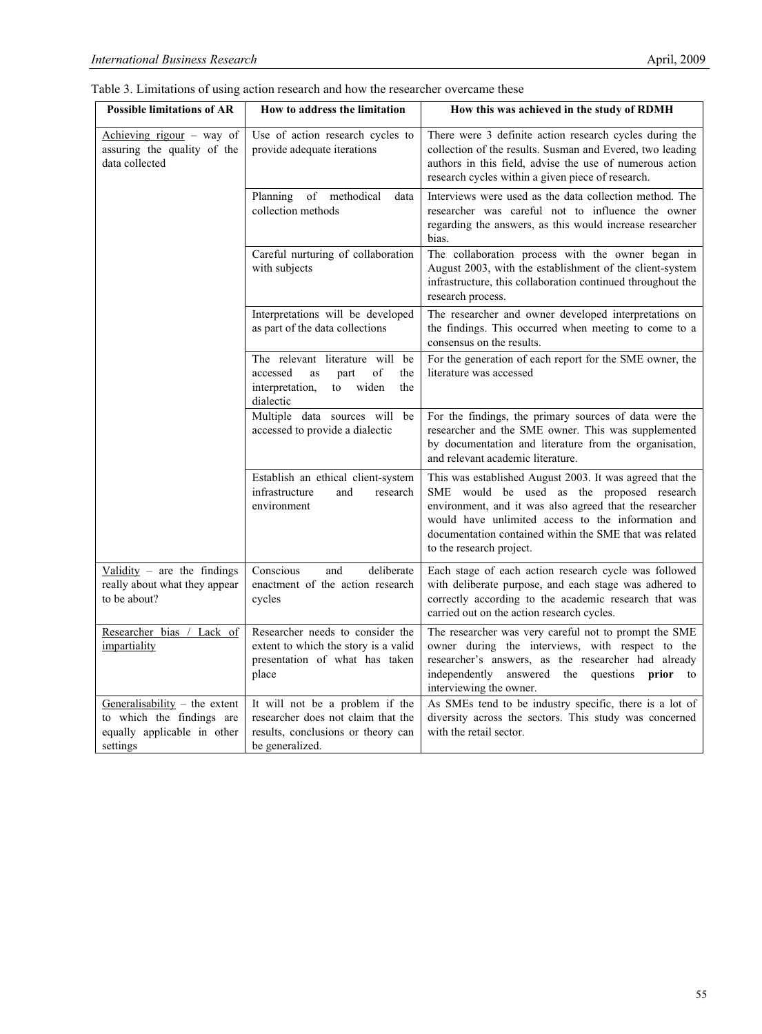Table 3. Limitations of using action research and how the researcher overcame these

| Possible limitations of AR | How to address the limitation | How this was achieved in the study of RDMH |
|---|---|---|
| Achieving rigour – way of assuring the quality of the data collected | Use of action research cycles to provide adequate iterations | There were 3 definite action research cycles during the collection of the results. Susman and Evered, two leading authors in this field, advise the use of numerous action research cycles within a given piece of research. |
| | Planning of methodical data collection methods | Interviews were used as the data collection method. The researcher was careful not to influence the owner regarding the answers, as this would increase researcher bias. |
| | Careful nurturing of collaboration with subjects | The collaboration process with the owner began in August 2003, with the establishment of the client-system infrastructure, this collaboration continued throughout the research process. |
| | Interpretations will be developed as part of the data collections | The researcher and owner developed interpretations on the findings. This occurred when meeting to come to a consensus on the results. |
| | The relevant literature will be accessed as part of the interpretation, to widen the dialectic | For the generation of each report for the SME owner, the literature was accessed |
| | Multiple data sources will be accessed to provide a dialectic | For the findings, the primary sources of data were the researcher and the SME owner. This was supplemented by documentation and literature from the organisation, and relevant academic literature. |
| | Establish an ethical client-system infrastructure and research environment | This was established August 2003. It was agreed that the SME would be used as the proposed research environment, and it was also agreed that the researcher would have unlimited access to the information and documentation contained within the SME that was related to the research project. |
| Validity – are the findings really about what they appear to be about? | Conscious and deliberate enactment of the action research cycles | Each stage of each action research cycle was followed with deliberate purpose, and each stage was adhered to correctly according to the academic research that was carried out on the action research cycles. |
| Researcher bias / Lack of impartiality | Researcher needs to consider the extent to which the story is a valid presentation of what has taken place | The researcher was very careful not to prompt the SME owner during the interviews, with respect to the researcher's answers, as the researcher had already independently answered the questions **prior** to interviewing the owner. |
| Generalisability – the extent to which the findings are equally applicable in other settings | It will not be a problem if the researcher does not claim that the results, conclusions or theory can be generalized. | As SMEs tend to be industry specific, there is a lot of diversity across the sectors. This study was concerned with the retail sector. |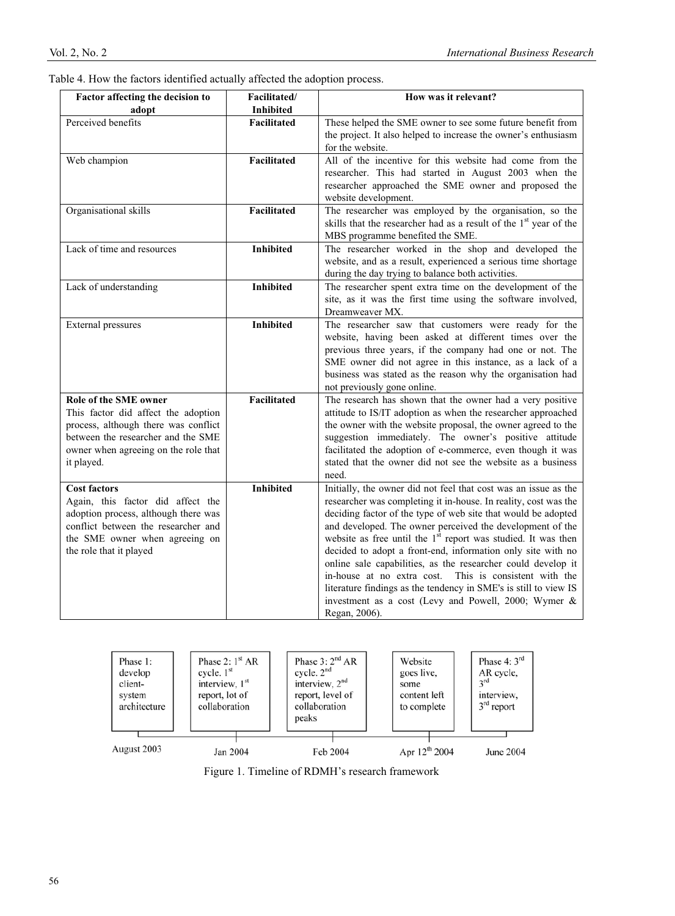Table 4. How the factors identified actually affected the adoption process.

| Factor affecting the decision to adopt | Facilitated/ Inhibited | How was it relevant? |
|---|---|---|
| Perceived benefits | **Facilitated** | These helped the SME owner to see some future benefit from the project. It also helped to increase the owner's enthusiasm for the website. |
| Web champion | **Facilitated** | All of the incentive for this website had come from the researcher. This had started in August 2003 when the researcher approached the SME owner and proposed the website development. |
| Organisational skills | **Facilitated** | The researcher was employed by the organisation, so the skills that the researcher had as a result of the 1st year of the MBS programme benefited the SME. |
| Lack of time and resources | **Inhibited** | The researcher worked in the shop and developed the website, and as a result, experienced a serious time shortage during the day trying to balance both activities. |
| Lack of understanding | **Inhibited** | The researcher spent extra time on the development of the site, as it was the first time using the software involved, Dreamweaver MX. |
| External pressures | **Inhibited** | The researcher saw that customers were ready for the website, having been asked at different times over the previous three years, if the company had one or not. The SME owner did not agree in this instance, as a lack of a business was stated as the reason why the organisation had not previously gone online. |
| **Role of the SME owner** This factor did affect the adoption process, although there was conflict between the researcher and the SME owner when agreeing on the role that it played. | **Facilitated** | The research has shown that the owner had a very positive attitude to IS/IT adoption as when the researcher approached the owner with the website proposal, the owner agreed to the suggestion immediately. The owner's positive attitude facilitated the adoption of e-commerce, even though it was stated that the owner did not see the website as a business need. |
| **Cost factors** Again, this factor did affect the adoption process, although there was conflict between the researcher and the SME owner when agreeing on the role that it played | **Inhibited** | Initially, the owner did not feel that cost was an issue as the researcher was completing it in-house. In reality, cost was the deciding factor of the type of web site that would be adopted and developed. The owner perceived the development of the website as free until the 1st report was studied. It was then decided to adopt a front-end, information only site with no online sale capabilities, as the researcher could develop it in-house at no extra cost. This is consistent with the literature findings as the tendency in SME's is still to view IS investment as a cost (Levy and Powell, 2000; Wymer & Regan, 2006). |

Phase 1: develop client-system architecture

Phase 2: 1st AR cycle. 1st interview, 1st report, lot of collaboration

Phase 3: 2nd AR cycle. 2nd interview, 2nd report, level of collaboration peaks

Website goes live, some content left to complete

Phase 4: 3rd AR cycle, 3rd interview, 3rd report

August 2003

Jan 2004

Feb 2004

Apr 12th 2004

June 2004

Figure 1. Timeline of RDMH's research framework